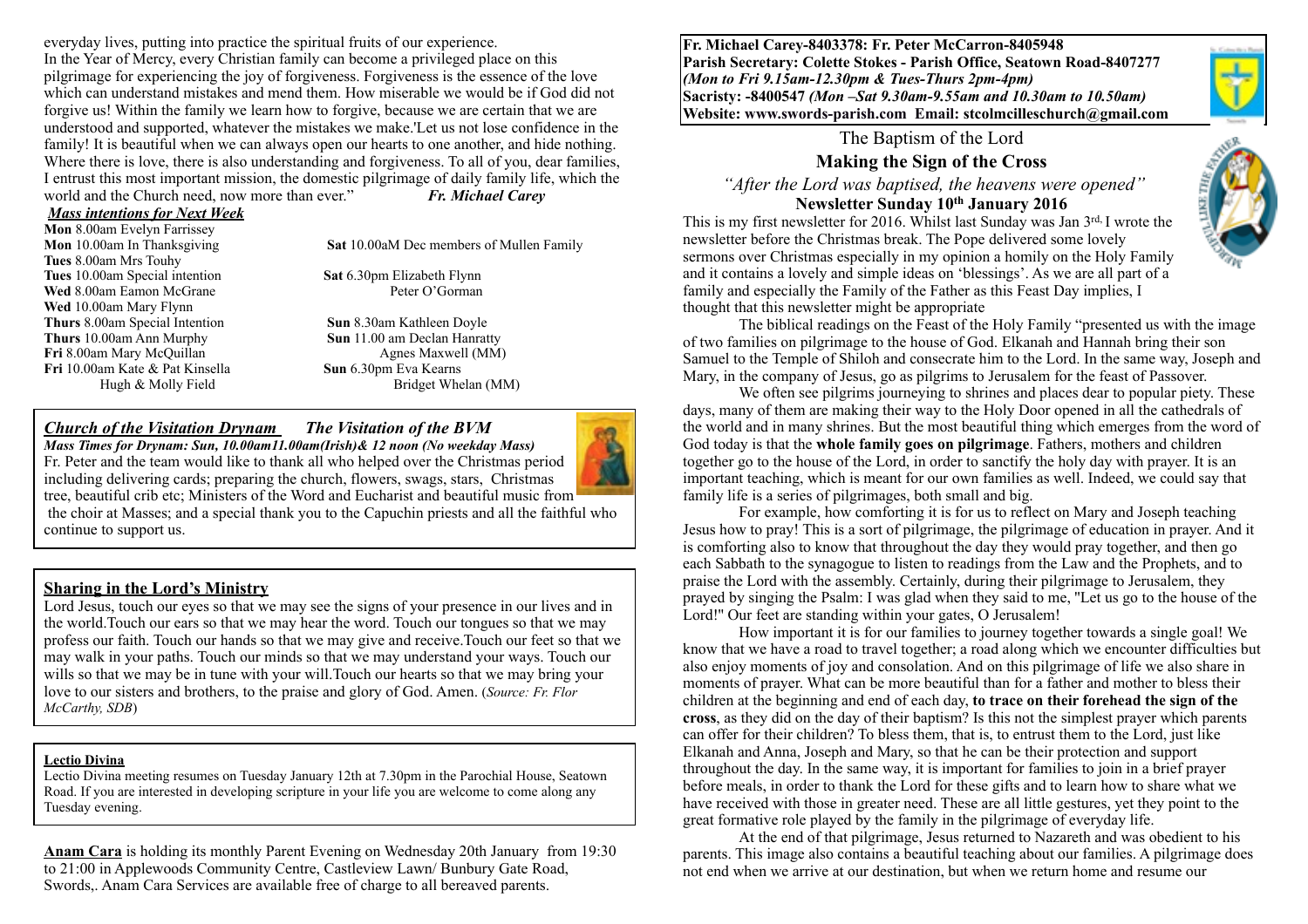everyday lives, putting into practice the spiritual fruits of our experience.
In the Year of Mercy, every Christian family can become a privileged place on this pilgrimage for experiencing the joy of forgiveness. Forgiveness is the essence of the love which can understand mistakes and mend them. How miserable we would be if God did not forgive us! Within the family we learn how to forgive, because we are certain that we are understood and supported, whatever the mistakes we make.'Let us not lose confidence in the family! It is beautiful when we can always open our hearts to one another, and hide nothing. Where there is love, there is also understanding and forgiveness. To all of you, dear families, I entrust this most important mission, the domestic pilgrimage of daily family life, which the world and the Church need, now more than ever." ***Fr. Michael Carey***

***Mass intentions for Next Week***

**Mon** 8.00am Evelyn Farrissey
**Mon** 10.00am In Thanksgiving
**Tues** 8.00am Mrs Touhy
**Tues** 10.00am Special intention
**Wed** 8.00am Eamon McGrane
**Wed** 10.00am Mary Flynn
**Thurs** 8.00am Special Intention
**Thurs** 10.00am Ann Murphy
**Fri** 8.00am Mary McQuillan
**Fri** 10.00am Kate & Pat Kinsella
Hugh & Molly Field

**Sat** 10.00aM Dec members of Mullen Family
**Sat** 6.30pm Elizabeth Flynn
Peter O'Gorman
**Sun** 8.30am Kathleen Doyle
**Sun** 11.00 am Declan Hanratty
Agnes Maxwell (MM)
**Sun** 6.30pm Eva Kearns
Bridget Whelan (MM)

## *Church of the Visitation Drynam* *The Visitation of the BVM*

***Mass Times for Drynam: Sun, 10.00am11.00am(Irish)& 12 noon (No weekday Mass)***

Fr. Peter and the team would like to thank all who helped over the Christmas period including delivering cards; preparing the church, flowers, swags, stars, Christmas tree, beautiful crib etc; Ministers of the Word and Eucharist and beautiful music from the choir at Masses; and a special thank you to the Capuchin priests and all the faithful who continue to support us.

## Sharing in the Lord's Ministry

Lord Jesus, touch our eyes so that we may see the signs of your presence in our lives and in the world.Touch our ears so that we may hear the word. Touch our tongues so that we may profess our faith. Touch our hands so that we may give and receive.Touch our feet so that we may walk in your paths. Touch our minds so that we may understand your ways. Touch our wills so that we may be in tune with your will.Touch our hearts so that we may bring your love to our sisters and brothers, to the praise and glory of God. Amen. (*Source: Fr. Flor McCarthy, SDB*)

### Lectio Divina

Lectio Divina meeting resumes on Tuesday January 12th at 7.30pm in the Parochial House, Seatown Road. If you are interested in developing scripture in your life you are welcome to come along any Tuesday evening.

**Anam Cara** is holding its monthly Parent Evening on Wednesday 20th January from 19:30 to 21:00 in Applewoods Community Centre, Castleview Lawn/ Bunbury Gate Road, Swords,. Anam Cara Services are available free of charge to all bereaved parents.

**Fr. Michael Carey-8403378: Fr. Peter McCarron-8405948**
**Parish Secretary: Colette Stokes - Parish Office, Seatown Road-8407277**
***(Mon to Fri 9.15am-12.30pm & Tues-Thurs 2pm-4pm)***
**Sacristy: -8400547** ***(Mon –Sat 9.30am-9.55am and 10.30am to 10.50am)***
**Website: www.swords-parish.com Email: stcolmcilleschurch@gmail.com**

The Baptism of the Lord

# Making the Sign of the Cross

*"After the Lord was baptised, the heavens were opened"*

**Newsletter Sunday 10th January 2016**

This is my first newsletter for 2016. Whilst last Sunday was Jan 3rd, I wrote the newsletter before the Christmas break. The Pope delivered some lovely sermons over Christmas especially in my opinion a homily on the Holy Family and it contains a lovely and simple ideas on 'blessings'. As we are all part of a family and especially the Family of the Father as this Feast Day implies, I thought that this newsletter might be appropriate

The biblical readings on the Feast of the Holy Family "presented us with the image of two families on pilgrimage to the house of God. Elkanah and Hannah bring their son Samuel to the Temple of Shiloh and consecrate him to the Lord. In the same way, Joseph and Mary, in the company of Jesus, go as pilgrims to Jerusalem for the feast of Passover.

We often see pilgrims journeying to shrines and places dear to popular piety. These days, many of them are making their way to the Holy Door opened in all the cathedrals of the world and in many shrines. But the most beautiful thing which emerges from the word of God today is that the **whole family goes on pilgrimage**. Fathers, mothers and children together go to the house of the Lord, in order to sanctify the holy day with prayer. It is an important teaching, which is meant for our own families as well. Indeed, we could say that family life is a series of pilgrimages, both small and big.

For example, how comforting it is for us to reflect on Mary and Joseph teaching Jesus how to pray! This is a sort of pilgrimage, the pilgrimage of education in prayer. And it is comforting also to know that throughout the day they would pray together, and then go each Sabbath to the synagogue to listen to readings from the Law and the Prophets, and to praise the Lord with the assembly. Certainly, during their pilgrimage to Jerusalem, they prayed by singing the Psalm: I was glad when they said to me, "Let us go to the house of the Lord!" Our feet are standing within your gates, O Jerusalem!

How important it is for our families to journey together towards a single goal! We know that we have a road to travel together; a road along which we encounter difficulties but also enjoy moments of joy and consolation. And on this pilgrimage of life we also share in moments of prayer. What can be more beautiful than for a father and mother to bless their children at the beginning and end of each day, **to trace on their forehead the sign of the cross**, as they did on the day of their baptism? Is this not the simplest prayer which parents can offer for their children? To bless them, that is, to entrust them to the Lord, just like Elkanah and Anna, Joseph and Mary, so that he can be their protection and support throughout the day. In the same way, it is important for families to join in a brief prayer before meals, in order to thank the Lord for these gifts and to learn how to share what we have received with those in greater need. These are all little gestures, yet they point to the great formative role played by the family in the pilgrimage of everyday life.

At the end of that pilgrimage, Jesus returned to Nazareth and was obedient to his parents. This image also contains a beautiful teaching about our families. A pilgrimage does not end when we arrive at our destination, but when we return home and resume our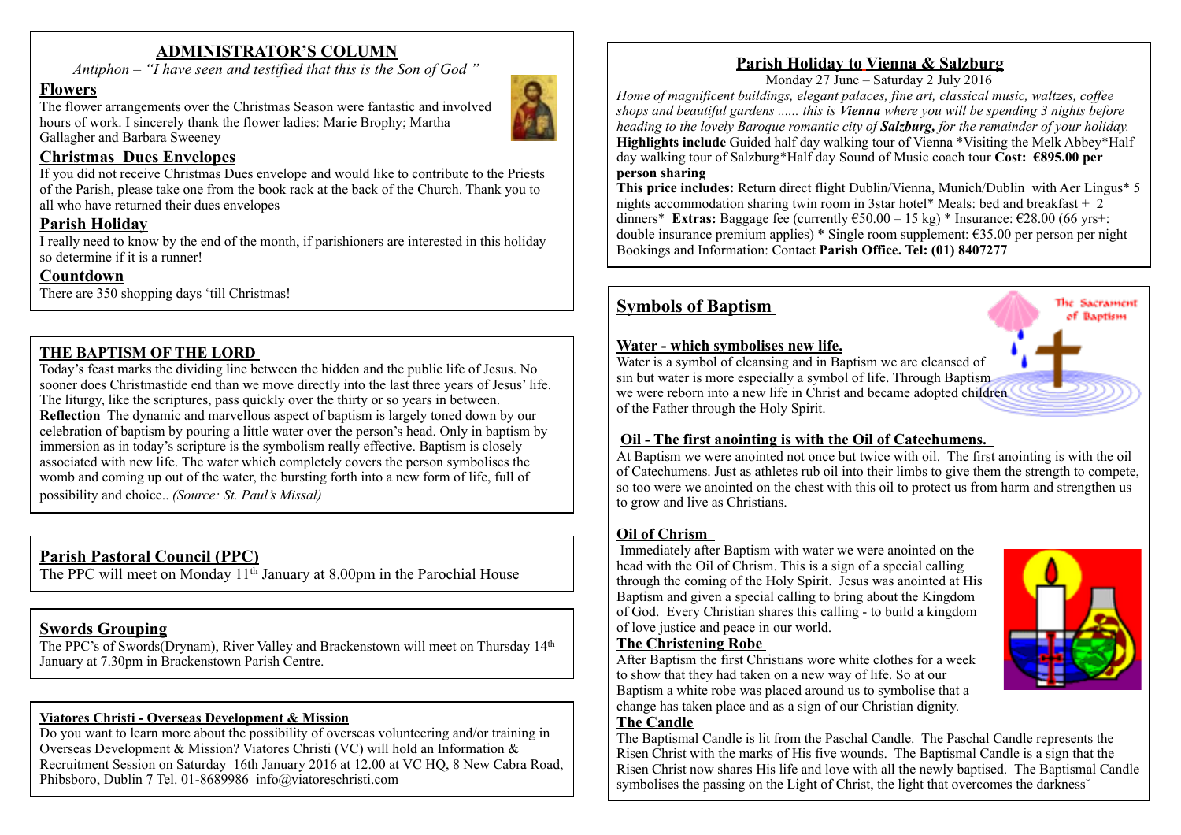## ADMINISTRATOR'S COLUMN

*Antiphon – "I have seen and testified that this is the Son of God "*

### Flowers

The flower arrangements over the Christmas Season were fantastic and involved hours of work. I sincerely thank the flower ladies: Marie Brophy; Martha Gallagher and Barbara Sweeney

### Christmas Dues Envelopes

If you did not receive Christmas Dues envelope and would like to contribute to the Priests of the Parish, please take one from the book rack at the back of the Church. Thank you to all who have returned their dues envelopes

### Parish Holiday

I really need to know by the end of the month, if parishioners are interested in this holiday so determine if it is a runner!

### Countdown

There are 350 shopping days 'till Christmas!

## THE BAPTISM OF THE LORD

Today's feast marks the dividing line between the hidden and the public life of Jesus. No sooner does Christmastide end than we move directly into the last three years of Jesus' life. The liturgy, like the scriptures, pass quickly over the thirty or so years in between.

**Reflection** The dynamic and marvellous aspect of baptism is largely toned down by our celebration of baptism by pouring a little water over the person's head. Only in baptism by immersion as in today's scripture is the symbolism really effective. Baptism is closely associated with new life. The water which completely covers the person symbolises the womb and coming up out of the water, the bursting forth into a new form of life, full of possibility and choice.. *(Source: St. Paul's Missal)*

## Parish Pastoral Council (PPC)

The PPC will meet on Monday 11th January at 8.00pm in the Parochial House

## Swords Grouping

The PPC's of Swords(Drynam), River Valley and Brackenstown will meet on Thursday 14th January at 7.30pm in Brackenstown Parish Centre.

## Viatores Christi - Overseas Development & Mission

Do you want to learn more about the possibility of overseas volunteering and/or training in Overseas Development & Mission? Viatores Christi (VC) will hold an Information & Recruitment Session on Saturday 16th January 2016 at 12.00 at VC HQ, 8 New Cabra Road, Phibsboro, Dublin 7 Tel. 01-8689986 info@viatoreschristi.com

## Parish Holiday to Vienna & Salzburg

Monday 27 June – Saturday 2 July 2016

*Home of magnificent buildings, elegant palaces, fine art, classical music, waltzes, coffee shops and beautiful gardens ...... this is* ***Vienna*** *where you will be spending 3 nights before heading to the lovely Baroque romantic city of* ***Salzburg,*** *for the remainder of your holiday.*

**Highlights include** Guided half day walking tour of Vienna *Visiting the Melk Abbey*Half day walking tour of Salzburg*Half day Sound of Music coach tour **Cost: €895.00 per person sharing**

**This price includes:** Return direct flight Dublin/Vienna, Munich/Dublin with Aer Lingus* 5 nights accommodation sharing twin room in 3star hotel* Meals: bed and breakfast + 2 dinners* **Extras:** Baggage fee (currently €50.00 – 15 kg) * Insurance: €28.00 (66 yrs+: double insurance premium applies) * Single room supplement: €35.00 per person per night Bookings and Information: Contact **Parish Office. Tel: (01) 8407277**

## Symbols of Baptism

### Water - which symbolises new life.

Water is a symbol of cleansing and in Baptism we are cleansed of sin but water is more especially a symbol of life. Through Baptism we were reborn into a new life in Christ and became adopted children of the Father through the Holy Spirit.

### Oil - The first anointing is with the Oil of Catechumens.

At Baptism we were anointed not once but twice with oil. The first anointing is with the oil of Catechumens. Just as athletes rub oil into their limbs to give them the strength to compete, so too were we anointed on the chest with this oil to protect us from harm and strengthen us to grow and live as Christians.

### Oil of Chrism

Immediately after Baptism with water we were anointed on the head with the Oil of Chrism. This is a sign of a special calling through the coming of the Holy Spirit. Jesus was anointed at His Baptism and given a special calling to bring about the Kingdom of God. Every Christian shares this calling - to build a kingdom of love justice and peace in our world.

### The Christening Robe

After Baptism the first Christians wore white clothes for a week to show that they had taken on a new way of life. So at our Baptism a white robe was placed around us to symbolise that a change has taken place and as a sign of our Christian dignity.

### The Candle

The Baptismal Candle is lit from the Paschal Candle. The Paschal Candle represents the Risen Christ with the marks of His five wounds. The Baptismal Candle is a sign that the Risen Christ now shares His life and love with all the newly baptised. The Baptismal Candle symbolises the passing on the Light of Christ, the light that overcomes the darkness